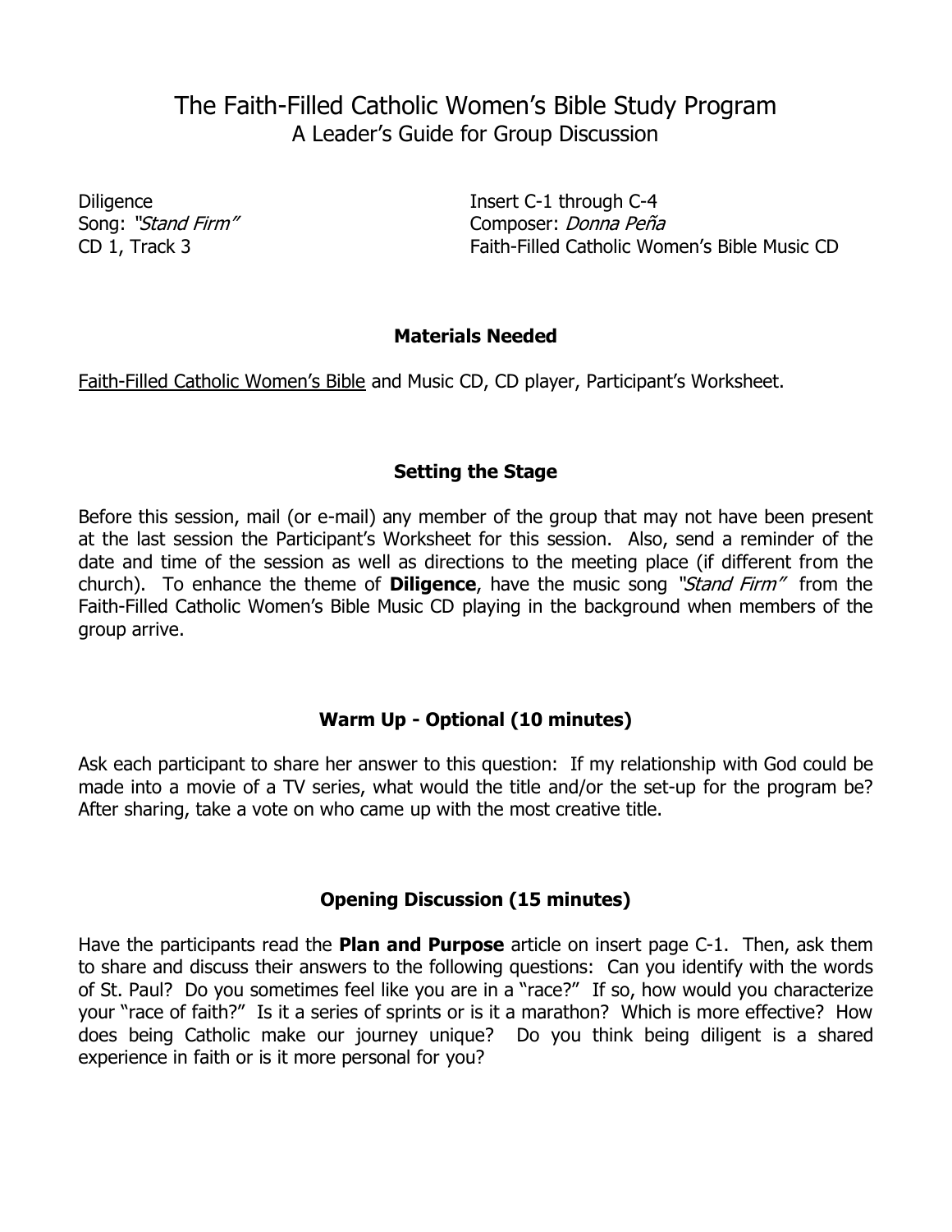# The Faith-Filled Catholic Women's Bible Study Program
## A Leader's Guide for Group Discussion

Diligence
Song: *"Stand Firm"*
CD 1, Track 3

Insert C-1 through C-4
Composer: *Donna Peña*
Faith-Filled Catholic Women's Bible Music CD

### Materials Needed

Faith-Filled Catholic Women's Bible and Music CD, CD player, Participant's Worksheet.

### Setting the Stage

Before this session, mail (or e-mail) any member of the group that may not have been present at the last session the Participant's Worksheet for this session. Also, send a reminder of the date and time of the session as well as directions to the meeting place (if different from the church). To enhance the theme of **Diligence**, have the music song *"Stand Firm"* from the Faith-Filled Catholic Women's Bible Music CD playing in the background when members of the group arrive.

### Warm Up - Optional (10 minutes)

Ask each participant to share her answer to this question: If my relationship with God could be made into a movie of a TV series, what would the title and/or the set-up for the program be? After sharing, take a vote on who came up with the most creative title.

### Opening Discussion (15 minutes)

Have the participants read the **Plan and Purpose** article on insert page C-1. Then, ask them to share and discuss their answers to the following questions: Can you identify with the words of St. Paul? Do you sometimes feel like you are in a "race?" If so, how would you characterize your "race of faith?" Is it a series of sprints or is it a marathon? Which is more effective? How does being Catholic make our journey unique? Do you think being diligent is a shared experience in faith or is it more personal for you?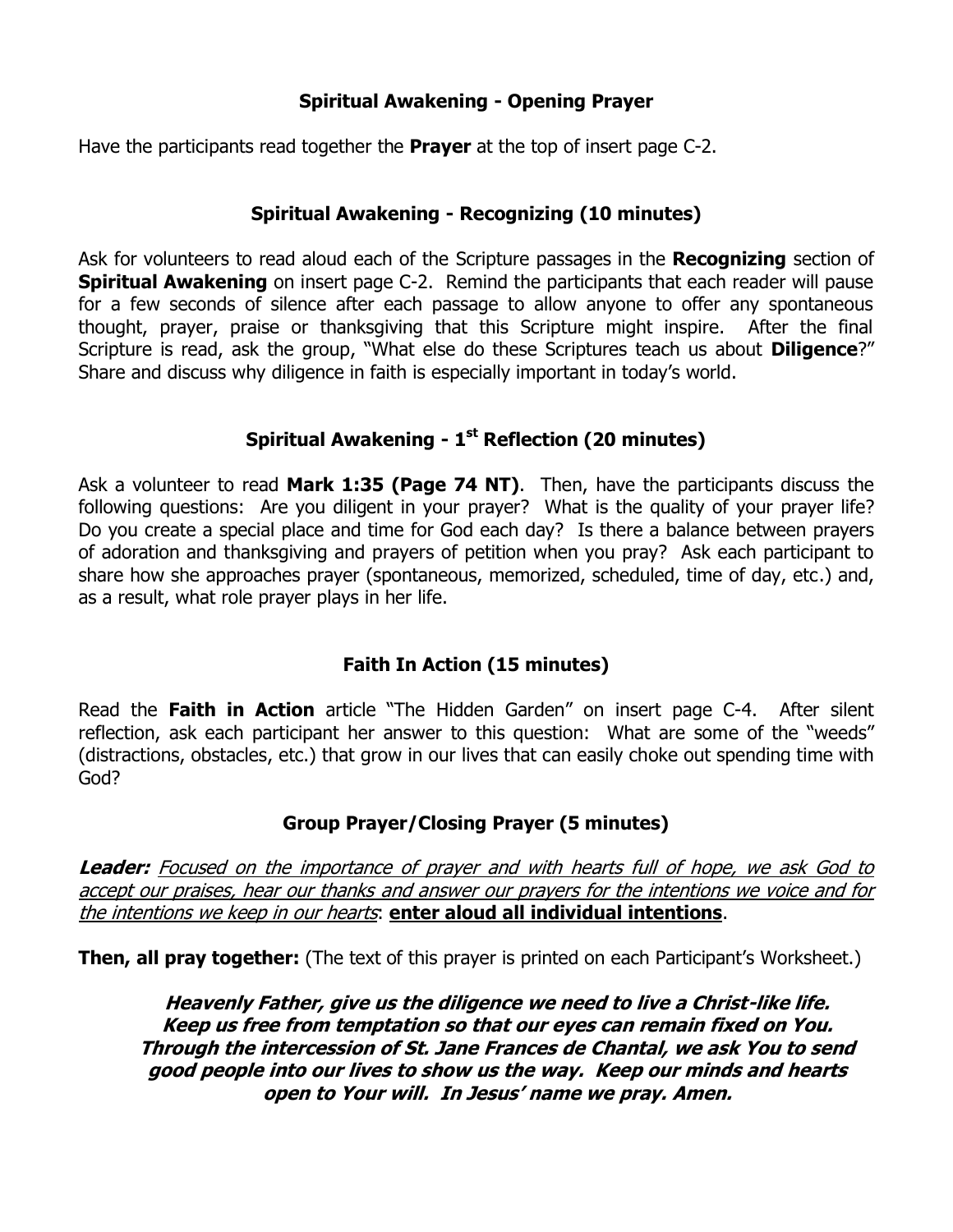## Spiritual Awakening - Opening Prayer

Have the participants read together the **Prayer** at the top of insert page C-2.

## Spiritual Awakening - Recognizing (10 minutes)

Ask for volunteers to read aloud each of the Scripture passages in the **Recognizing** section of **Spiritual Awakening** on insert page C-2. Remind the participants that each reader will pause for a few seconds of silence after each passage to allow anyone to offer any spontaneous thought, prayer, praise or thanksgiving that this Scripture might inspire. After the final Scripture is read, ask the group, "What else do these Scriptures teach us about **Diligence**?" Share and discuss why diligence in faith is especially important in today's world.

## Spiritual Awakening - 1st Reflection (20 minutes)

Ask a volunteer to read **Mark 1:35 (Page 74 NT)**. Then, have the participants discuss the following questions: Are you diligent in your prayer? What is the quality of your prayer life? Do you create a special place and time for God each day? Is there a balance between prayers of adoration and thanksgiving and prayers of petition when you pray? Ask each participant to share how she approaches prayer (spontaneous, memorized, scheduled, time of day, etc.) and, as a result, what role prayer plays in her life.

## Faith In Action (15 minutes)

Read the **Faith in Action** article "The Hidden Garden" on insert page C-4. After silent reflection, ask each participant her answer to this question: What are some of the "weeds" (distractions, obstacles, etc.) that grow in our lives that can easily choke out spending time with God?

## Group Prayer/Closing Prayer (5 minutes)

***Leader:*** *Focused on the importance of prayer and with hearts full of hope, we ask God to accept our praises, hear our thanks and answer our prayers for the intentions we voice and for the intentions we keep in our hearts*: **enter aloud all individual intentions**.

**Then, all pray together:** (The text of this prayer is printed on each Participant's Worksheet.)

***Heavenly Father, give us the diligence we need to live a Christ-like life. Keep us free from temptation so that our eyes can remain fixed on You. Through the intercession of St. Jane Frances de Chantal, we ask You to send good people into our lives to show us the way. Keep our minds and hearts open to Your will. In Jesus' name we pray. Amen.***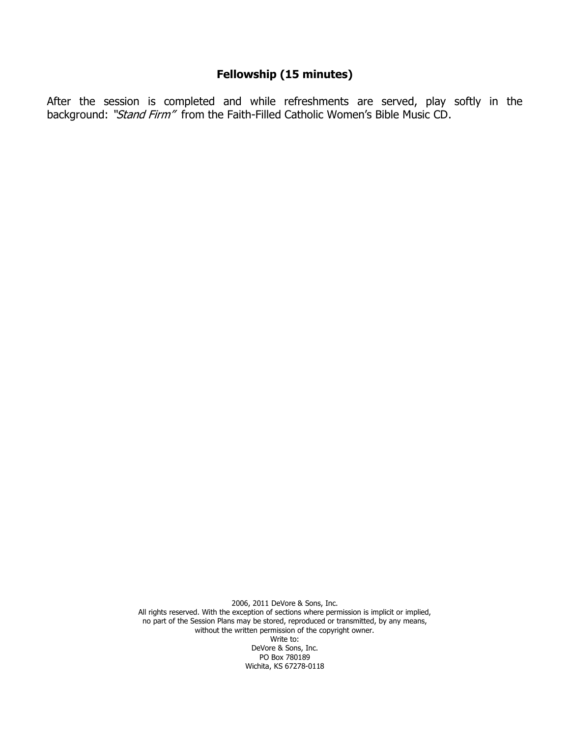## Fellowship (15 minutes)

After the session is completed and while refreshments are served, play softly in the background: *"Stand Firm"* from the Faith-Filled Catholic Women's Bible Music CD.

2006, 2011 DeVore & Sons, Inc.
All rights reserved. With the exception of sections where permission is implicit or implied, no part of the Session Plans may be stored, reproduced or transmitted, by any means, without the written permission of the copyright owner.
Write to:
DeVore & Sons, Inc.
PO Box 780189
Wichita, KS 67278-0118